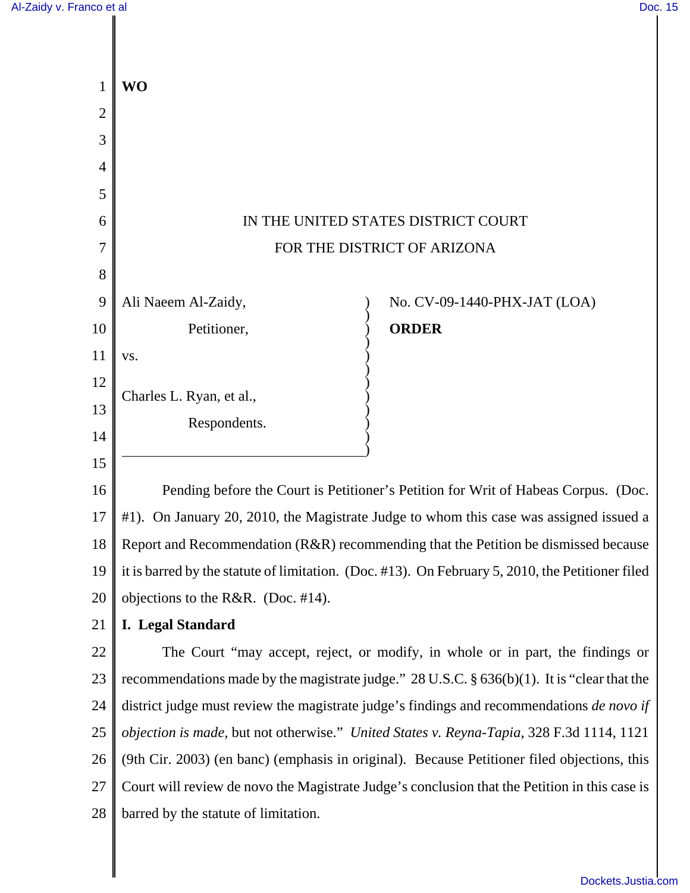**WO**

IN THE UNITED STATES DISTRICT COURT

FOR THE DISTRICT OF ARIZONA

Ali Naeem Al-Zaidy,

Petitioner,

vs.

Charles L. Ryan, et al.,

Respondents.

No. CV-09-1440-PHX-JAT (LOA)

**ORDER**

Pending before the Court is Petitioner's Petition for Writ of Habeas Corpus. (Doc. #1). On January 20, 2010, the Magistrate Judge to whom this case was assigned issued a Report and Recommendation (R&R) recommending that the Petition be dismissed because it is barred by the statute of limitation. (Doc. #13). On February 5, 2010, the Petitioner filed objections to the R&R. (Doc. #14).

## I. Legal Standard

The Court "may accept, reject, or modify, in whole or in part, the findings or recommendations made by the magistrate judge." 28 U.S.C. § 636(b)(1). It is "clear that the district judge must review the magistrate judge's findings and recommendations *de novo if objection is made*, but not otherwise." *United States v. Reyna-Tapia*, 328 F.3d 1114, 1121 (9th Cir. 2003) (en banc) (emphasis in original). Because Petitioner filed objections, this Court will review de novo the Magistrate Judge's conclusion that the Petition in this case is barred by the statute of limitation.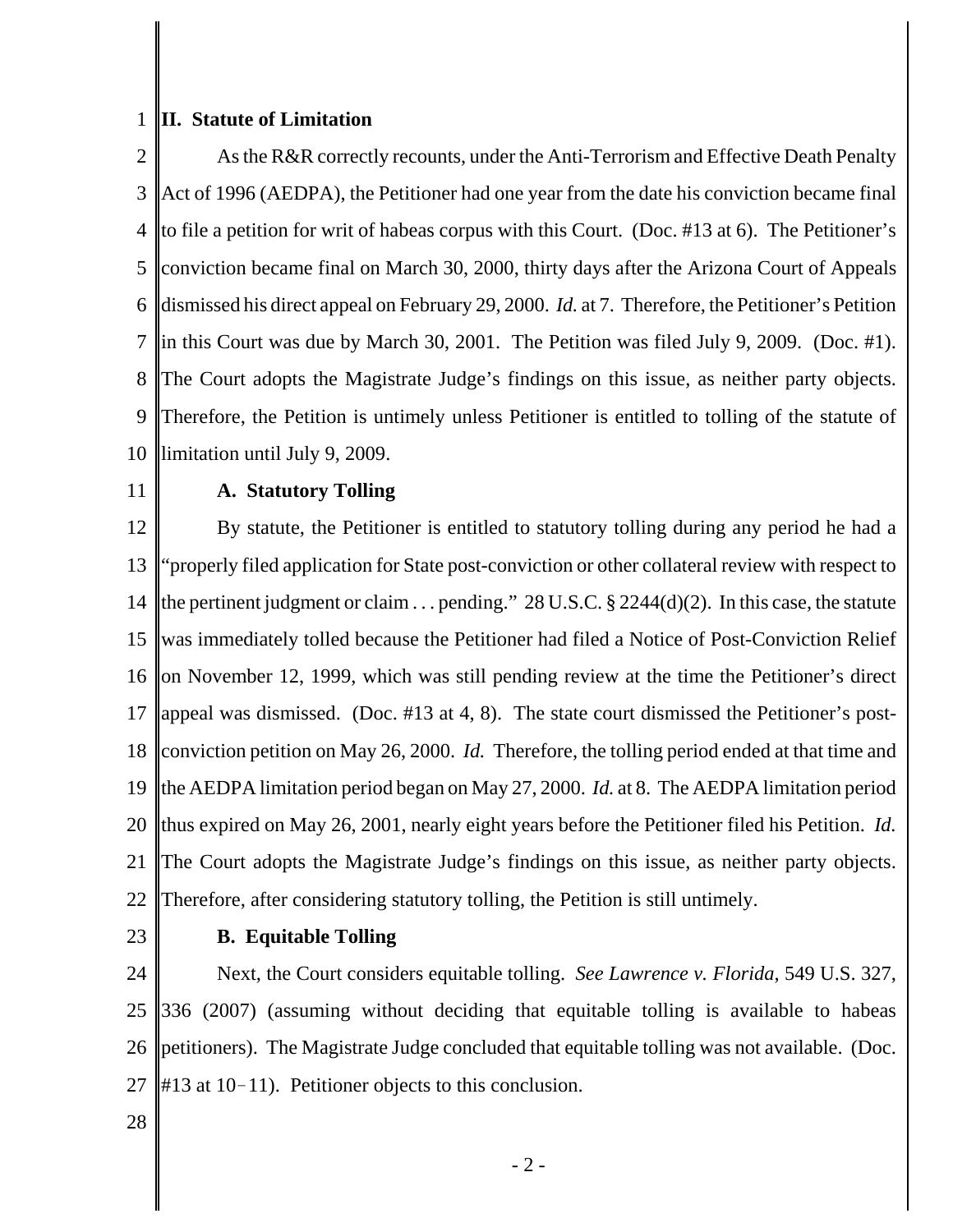## II. Statute of Limitation

As the R&R correctly recounts, under the Anti-Terrorism and Effective Death Penalty Act of 1996 (AEDPA), the Petitioner had one year from the date his conviction became final to file a petition for writ of habeas corpus with this Court. (Doc. #13 at 6). The Petitioner's conviction became final on March 30, 2000, thirty days after the Arizona Court of Appeals dismissed his direct appeal on February 29, 2000. *Id.* at 7. Therefore, the Petitioner's Petition in this Court was due by March 30, 2001. The Petition was filed July 9, 2009. (Doc. #1). The Court adopts the Magistrate Judge's findings on this issue, as neither party objects. Therefore, the Petition is untimely unless Petitioner is entitled to tolling of the statute of limitation until July 9, 2009.

### A. Statutory Tolling

By statute, the Petitioner is entitled to statutory tolling during any period he had a "properly filed application for State post-conviction or other collateral review with respect to the pertinent judgment or claim . . . pending." 28 U.S.C. § 2244(d)(2). In this case, the statute was immediately tolled because the Petitioner had filed a Notice of Post-Conviction Relief on November 12, 1999, which was still pending review at the time the Petitioner's direct appeal was dismissed. (Doc. #13 at 4, 8). The state court dismissed the Petitioner's post-conviction petition on May 26, 2000. *Id.* Therefore, the tolling period ended at that time and the AEDPA limitation period began on May 27, 2000. *Id.* at 8. The AEDPA limitation period thus expired on May 26, 2001, nearly eight years before the Petitioner filed his Petition. *Id.* The Court adopts the Magistrate Judge's findings on this issue, as neither party objects. Therefore, after considering statutory tolling, the Petition is still untimely.

### B. Equitable Tolling

Next, the Court considers equitable tolling. *See Lawrence v. Florida*, 549 U.S. 327, 336 (2007) (assuming without deciding that equitable tolling is available to habeas petitioners). The Magistrate Judge concluded that equitable tolling was not available. (Doc. #13 at 10–11). Petitioner objects to this conclusion.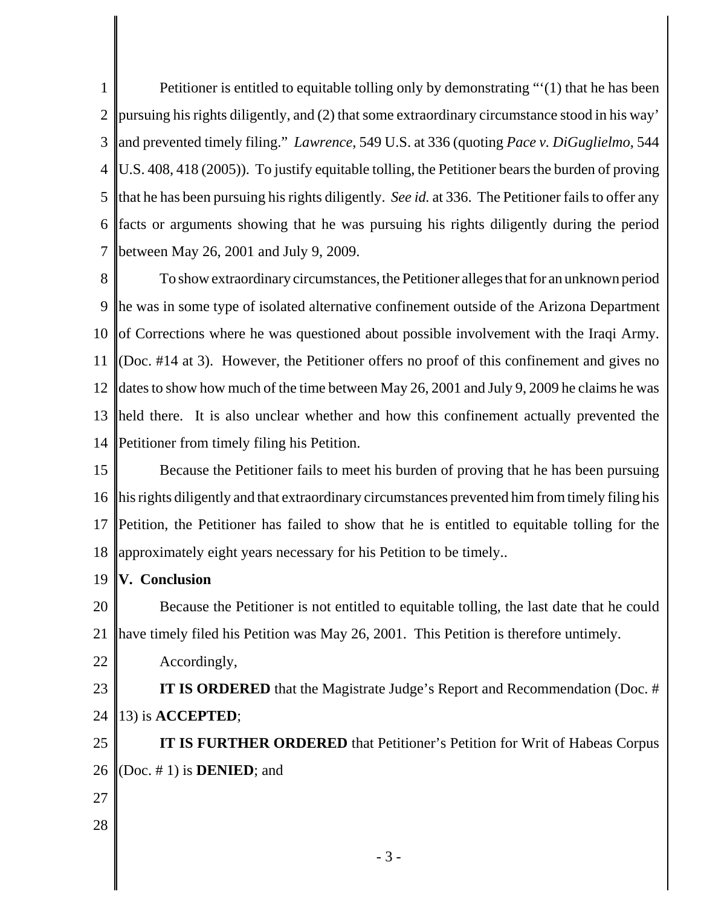Petitioner is entitled to equitable tolling only by demonstrating "'(1) that he has been pursuing his rights diligently, and (2) that some extraordinary circumstance stood in his way' and prevented timely filing." *Lawrence*, 549 U.S. at 336 (quoting *Pace v. DiGuglielmo*, 544 U.S. 408, 418 (2005)). To justify equitable tolling, the Petitioner bears the burden of proving that he has been pursuing his rights diligently. *See id.* at 336. The Petitioner fails to offer any facts or arguments showing that he was pursuing his rights diligently during the period between May 26, 2001 and July 9, 2009.

To show extraordinary circumstances, the Petitioner alleges that for an unknown period he was in some type of isolated alternative confinement outside of the Arizona Department of Corrections where he was questioned about possible involvement with the Iraqi Army. (Doc. #14 at 3). However, the Petitioner offers no proof of this confinement and gives no dates to show how much of the time between May 26, 2001 and July 9, 2009 he claims he was held there. It is also unclear whether and how this confinement actually prevented the Petitioner from timely filing his Petition.

Because the Petitioner fails to meet his burden of proving that he has been pursuing his rights diligently and that extraordinary circumstances prevented him from timely filing his Petition, the Petitioner has failed to show that he is entitled to equitable tolling for the approximately eight years necessary for his Petition to be timely..

**V. Conclusion**

Because the Petitioner is not entitled to equitable tolling, the last date that he could have timely filed his Petition was May 26, 2001. This Petition is therefore untimely.

Accordingly,

**IT IS ORDERED** that the Magistrate Judge's Report and Recommendation (Doc. # 13) is **ACCEPTED**;

**IT IS FURTHER ORDERED** that Petitioner's Petition for Writ of Habeas Corpus (Doc. # 1) is **DENIED**; and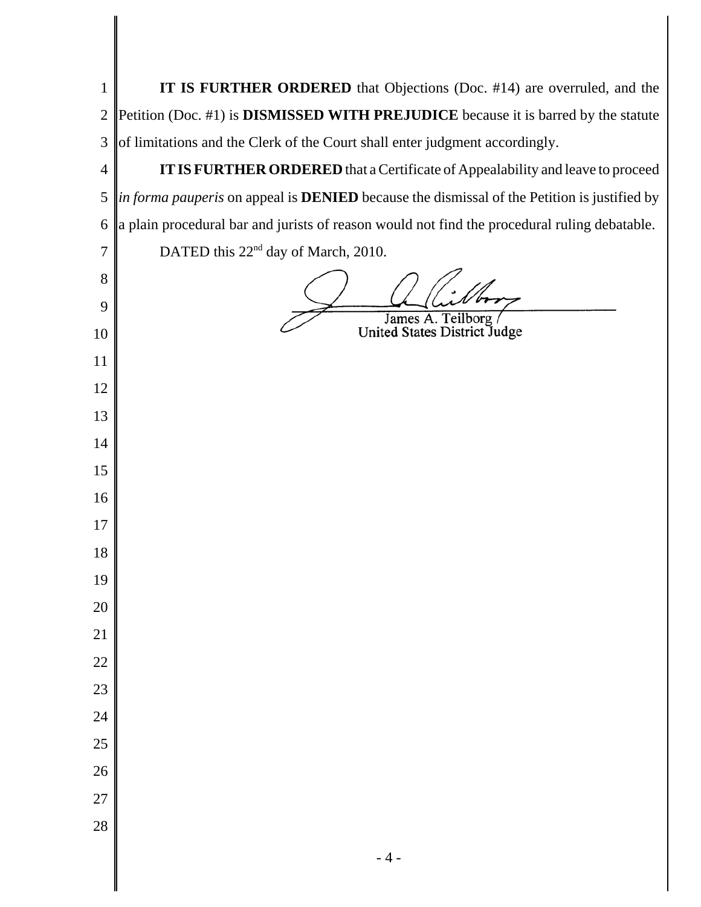**IT IS FURTHER ORDERED** that Objections (Doc. #14) are overruled, and the Petition (Doc. #1) is **DISMISSED WITH PREJUDICE** because it is barred by the statute of limitations and the Clerk of the Court shall enter judgment accordingly.

**IT IS FURTHER ORDERED** that a Certificate of Appealability and leave to proceed *in forma pauperis* on appeal is **DENIED** because the dismissal of the Petition is justified by a plain procedural bar and jurists of reason would not find the procedural ruling debatable.

DATED this 22nd day of March, 2010.

James A. Teilborg
United States District Judge